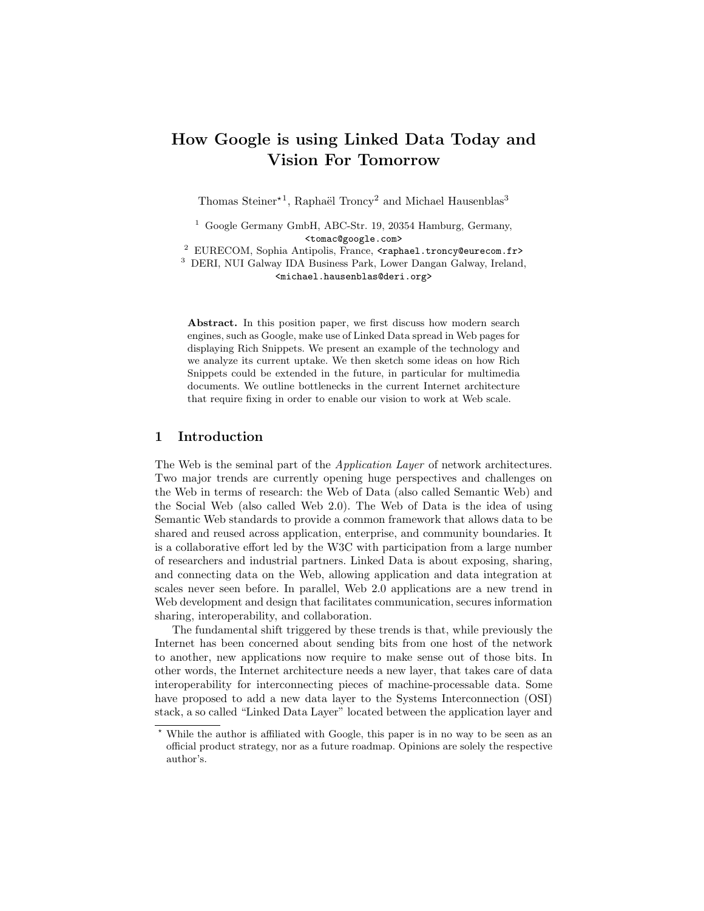# How Google is using Linked Data Today and Vision For Tomorrow

Thomas Steiner*[1], Raphaël Troncy[2] and Michael Hausenblas[3]

[1] Google Germany GmbH, ABC-Str. 19, 20354 Hamburg, Germany, <tomac@google.com>

[2] EURECOM, Sophia Antipolis, France, <raphael.troncy@eurecom.fr>

[3] DERI, NUI Galway IDA Business Park, Lower Dangan Galway, Ireland, <michael.hausenblas@deri.org>

**Abstract.** In this position paper, we first discuss how modern search engines, such as Google, make use of Linked Data spread in Web pages for displaying Rich Snippets. We present an example of the technology and we analyze its current uptake. We then sketch some ideas on how Rich Snippets could be extended in the future, in particular for multimedia documents. We outline bottlenecks in the current Internet architecture that require fixing in order to enable our vision to work at Web scale.

## 1 Introduction

The Web is the seminal part of the *Application Layer* of network architectures. Two major trends are currently opening huge perspectives and challenges on the Web in terms of research: the Web of Data (also called Semantic Web) and the Social Web (also called Web 2.0). The Web of Data is the idea of using Semantic Web standards to provide a common framework that allows data to be shared and reused across application, enterprise, and community boundaries. It is a collaborative effort led by the W3C with participation from a large number of researchers and industrial partners. Linked Data is about exposing, sharing, and connecting data on the Web, allowing application and data integration at scales never seen before. In parallel, Web 2.0 applications are a new trend in Web development and design that facilitates communication, secures information sharing, interoperability, and collaboration.

The fundamental shift triggered by these trends is that, while previously the Internet has been concerned about sending bits from one host of the network to another, new applications now require to make sense out of those bits. In other words, the Internet architecture needs a new layer, that takes care of data interoperability for interconnecting pieces of machine-processable data. Some have proposed to add a new data layer to the Systems Interconnection (OSI) stack, a so called "Linked Data Layer" located between the application layer and

* While the author is affiliated with Google, this paper is in no way to be seen as an official product strategy, nor as a future roadmap. Opinions are solely the respective author's.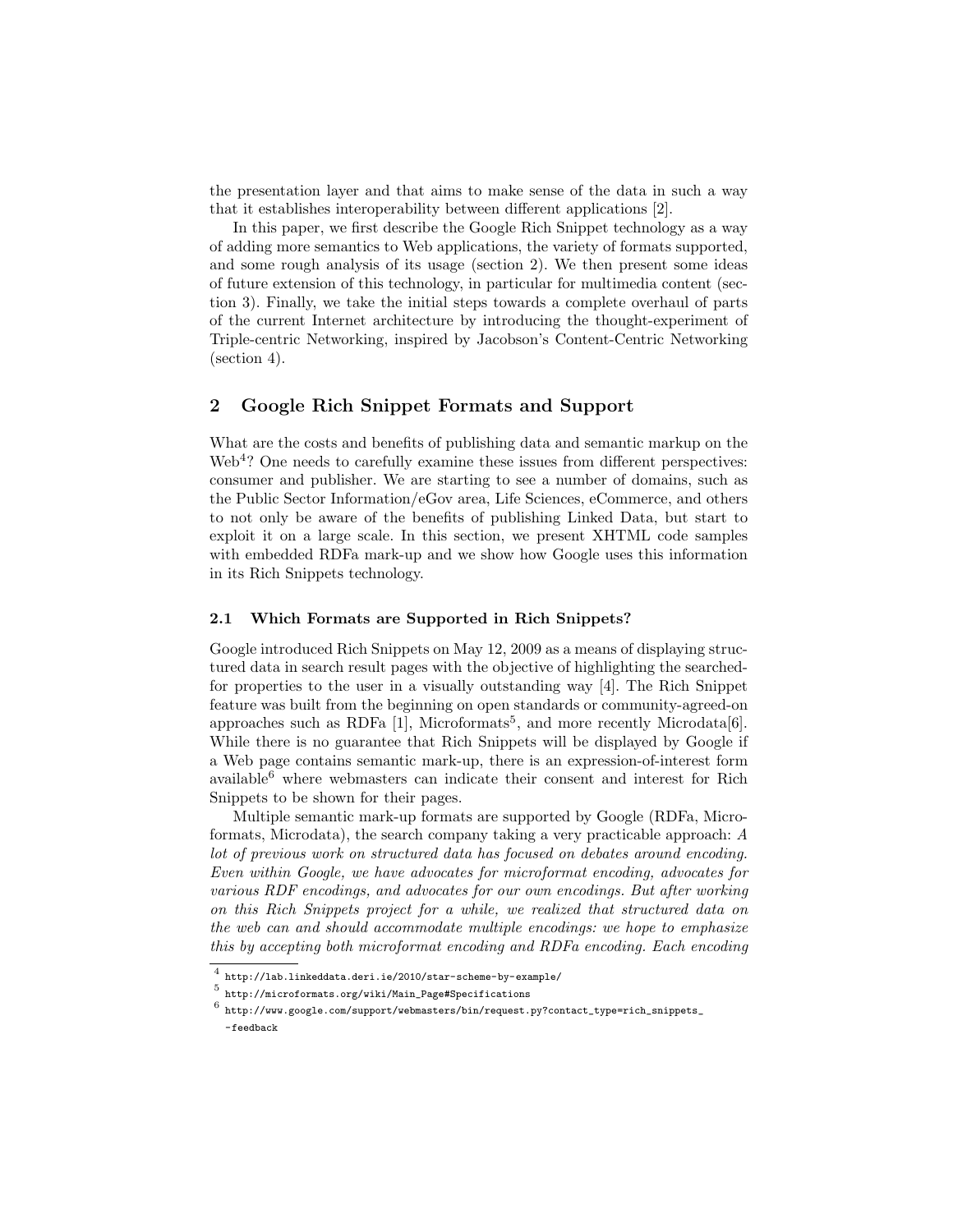the presentation layer and that aims to make sense of the data in such a way that it establishes interoperability between different applications [2].

In this paper, we first describe the Google Rich Snippet technology as a way of adding more semantics to Web applications, the variety of formats supported, and some rough analysis of its usage (section 2). We then present some ideas of future extension of this technology, in particular for multimedia content (section 3). Finally, we take the initial steps towards a complete overhaul of parts of the current Internet architecture by introducing the thought-experiment of Triple-centric Networking, inspired by Jacobson's Content-Centric Networking (section 4).

## 2 Google Rich Snippet Formats and Support

What are the costs and benefits of publishing data and semantic markup on the Web[4]? One needs to carefully examine these issues from different perspectives: consumer and publisher. We are starting to see a number of domains, such as the Public Sector Information/eGov area, Life Sciences, eCommerce, and others to not only be aware of the benefits of publishing Linked Data, but start to exploit it on a large scale. In this section, we present XHTML code samples with embedded RDFa mark-up and we show how Google uses this information in its Rich Snippets technology.

### 2.1 Which Formats are Supported in Rich Snippets?

Google introduced Rich Snippets on May 12, 2009 as a means of displaying structured data in search result pages with the objective of highlighting the searched-for properties to the user in a visually outstanding way [4]. The Rich Snippet feature was built from the beginning on open standards or community-agreed-on approaches such as RDFa [1], Microformats[5], and more recently Microdata[6]. While there is no guarantee that Rich Snippets will be displayed by Google if a Web page contains semantic mark-up, there is an expression-of-interest form available[6] where webmasters can indicate their consent and interest for Rich Snippets to be shown for their pages.

Multiple semantic mark-up formats are supported by Google (RDFa, Microformats, Microdata), the search company taking a very practicable approach: *A lot of previous work on structured data has focused on debates around encoding. Even within Google, we have advocates for microformat encoding, advocates for various RDF encodings, and advocates for our own encodings. But after working on this Rich Snippets project for a while, we realized that structured data on the web can and should accommodate multiple encodings: we hope to emphasize this by accepting both microformat encoding and RDFa encoding. Each encoding*

[4] http://lab.linkeddata.deri.ie/2010/star-scheme-by-example/

[5] http://microformats.org/wiki/Main_Page#Specifications

[6] http://www.google.com/support/webmasters/bin/request.py?contact_type=rich_snippets_-feedback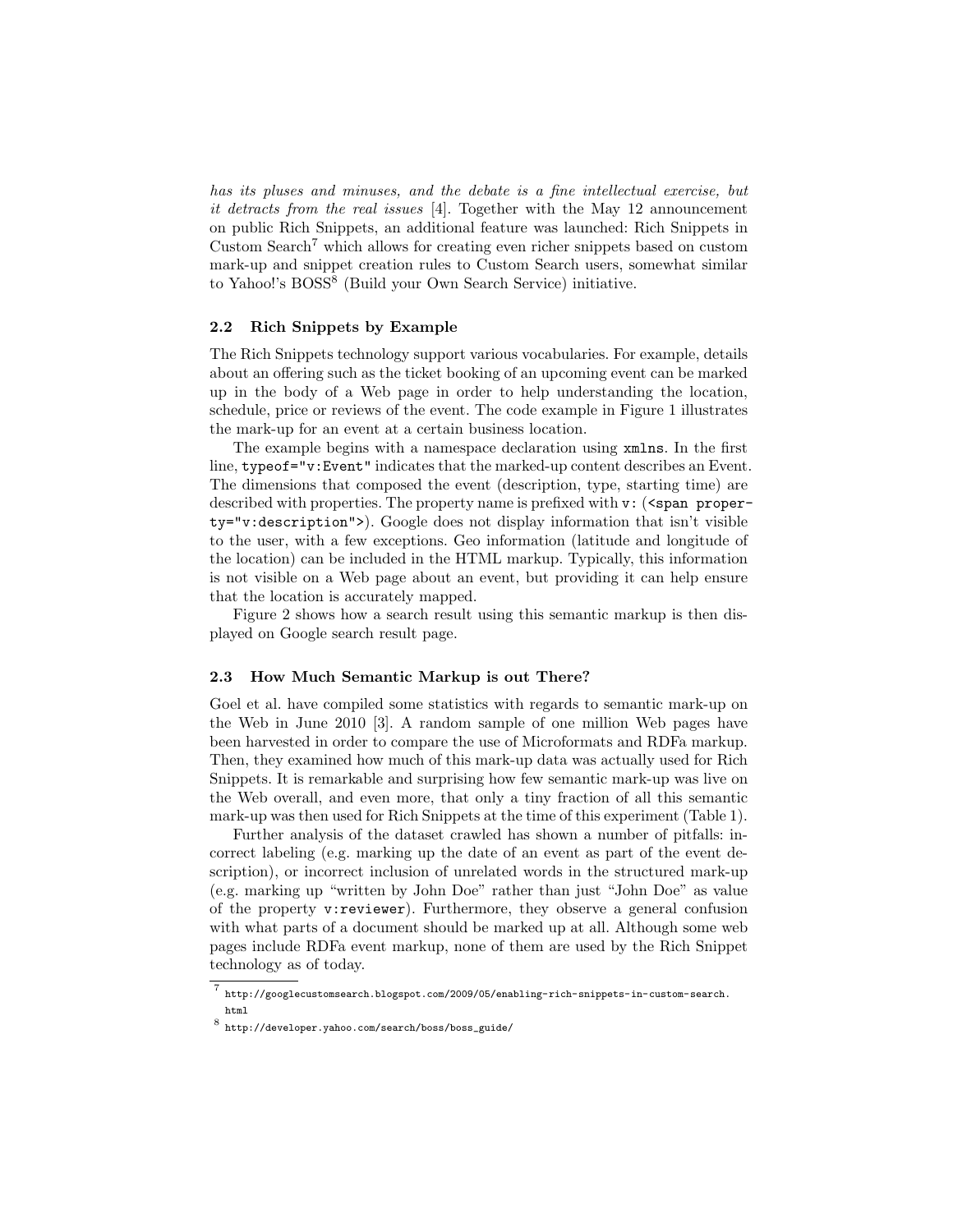*has its pluses and minuses, and the debate is a fine intellectual exercise, but it detracts from the real issues* [4]. Together with the May 12 announcement on public Rich Snippets, an additional feature was launched: Rich Snippets in Custom Search[7] which allows for creating even richer snippets based on custom mark-up and snippet creation rules to Custom Search users, somewhat similar to Yahoo!'s BOSS[8] (Build your Own Search Service) initiative.

### 2.2 Rich Snippets by Example

The Rich Snippets technology support various vocabularies. For example, details about an offering such as the ticket booking of an upcoming event can be marked up in the body of a Web page in order to help understanding the location, schedule, price or reviews of the event. The code example in Figure 1 illustrates the mark-up for an event at a certain business location.

The example begins with a namespace declaration using `xmlns`. In the first line, `typeof="v:Event"` indicates that the marked-up content describes an Event. The dimensions that composed the event (description, type, starting time) are described with properties. The property name is prefixed with `v:` (`<span property="v:description">`). Google does not display information that isn't visible to the user, with a few exceptions. Geo information (latitude and longitude of the location) can be included in the HTML markup. Typically, this information is not visible on a Web page about an event, but providing it can help ensure that the location is accurately mapped.

Figure 2 shows how a search result using this semantic markup is then displayed on Google search result page.

### 2.3 How Much Semantic Markup is out There?

Goel et al. have compiled some statistics with regards to semantic mark-up on the Web in June 2010 [3]. A random sample of one million Web pages have been harvested in order to compare the use of Microformats and RDFa markup. Then, they examined how much of this mark-up data was actually used for Rich Snippets. It is remarkable and surprising how few semantic mark-up was live on the Web overall, and even more, that only a tiny fraction of all this semantic mark-up was then used for Rich Snippets at the time of this experiment (Table 1).

Further analysis of the dataset crawled has shown a number of pitfalls: incorrect labeling (e.g. marking up the date of an event as part of the event description), or incorrect inclusion of unrelated words in the structured mark-up (e.g. marking up "written by John Doe" rather than just "John Doe" as value of the property `v:reviewer`). Furthermore, they observe a general confusion with what parts of a document should be marked up at all. Although some web pages include RDFa event markup, none of them are used by the Rich Snippet technology as of today.

[7] http://googlecustomsearch.blogspot.com/2009/05/enabling-rich-snippets-in-custom-search.html

[8] http://developer.yahoo.com/search/boss/boss_guide/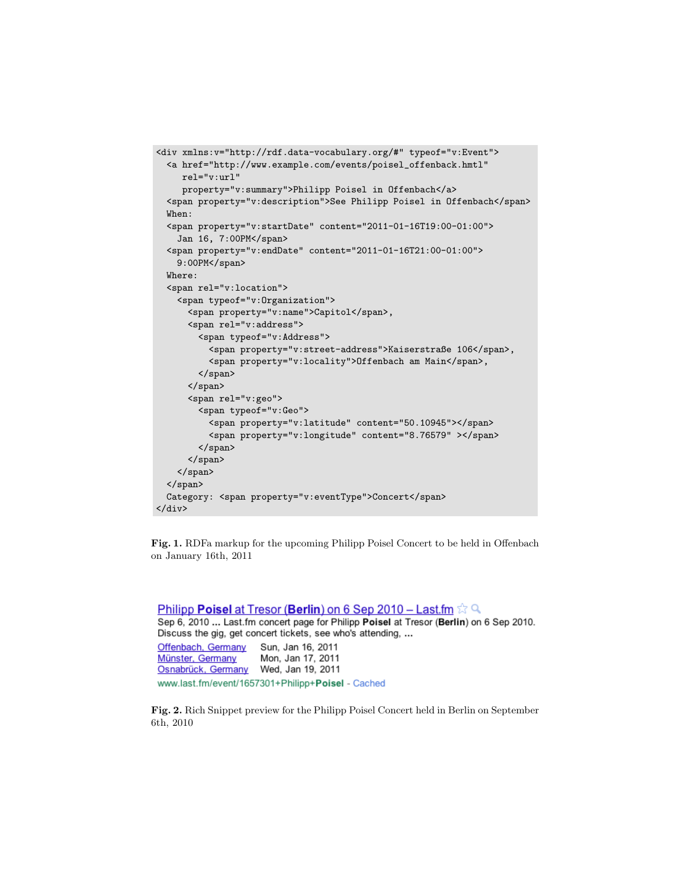```
<div xmlns:v="http://rdf.data-vocabulary.org/#" typeof="v:Event">
  <a href="http://www.example.com/events/poisel_offenback.hmtl"
     rel="v:url"
     property="v:summary">Philipp Poisel in Offenbach</a>
  <span property="v:description">See Philipp Poisel in Offenbach</span>
  When:
  <span property="v:startDate" content="2011-01-16T19:00-01:00">
    Jan 16, 7:00PM</span>
  <span property="v:endDate" content="2011-01-16T21:00-01:00">
    9:00PM</span>
  Where:
  <span rel="v:location">
    <span typeof="v:Organization">
      <span property="v:name">Capitol</span>,
      <span rel="v:address">
        <span typeof="v:Address">
          <span property="v:street-address">Kaiserstraße 106</span>,
          <span property="v:locality">Offenbach am Main</span>,
        </span>
      </span>
      <span rel="v:geo">
        <span typeof="v:Geo">
          <span property="v:latitude" content="50.10945"></span>
          <span property="v:longitude" content="8.76579" ></span>
        </span>
      </span>
    </span>
  </span>
  Category: <span property="v:eventType">Concert</span>
</div>
```

**Fig. 1.** RDFa markup for the upcoming Philipp Poisel Concert to be held in Offenbach on January 16th, 2011

Philipp **Poisel** at Tresor (**Berlin**) on 6 Sep 2010 – Last.fm

Sep 6, 2010 ... Last.fm concert page for Philipp **Poisel** at Tresor (**Berlin**) on 6 Sep 2010. Discuss the gig, get concert tickets, see who's attending, ...

| | |
|---|---|
| Offenbach, Germany | Sun, Jan 16, 2011 |
| Münster, Germany | Mon, Jan 17, 2011 |
| Osnabrück, Germany | Wed, Jan 19, 2011 |

www.last.fm/event/1657301+Philipp+**Poisel** - Cached

**Fig. 2.** Rich Snippet preview for the Philipp Poisel Concert held in Berlin on September 6th, 2010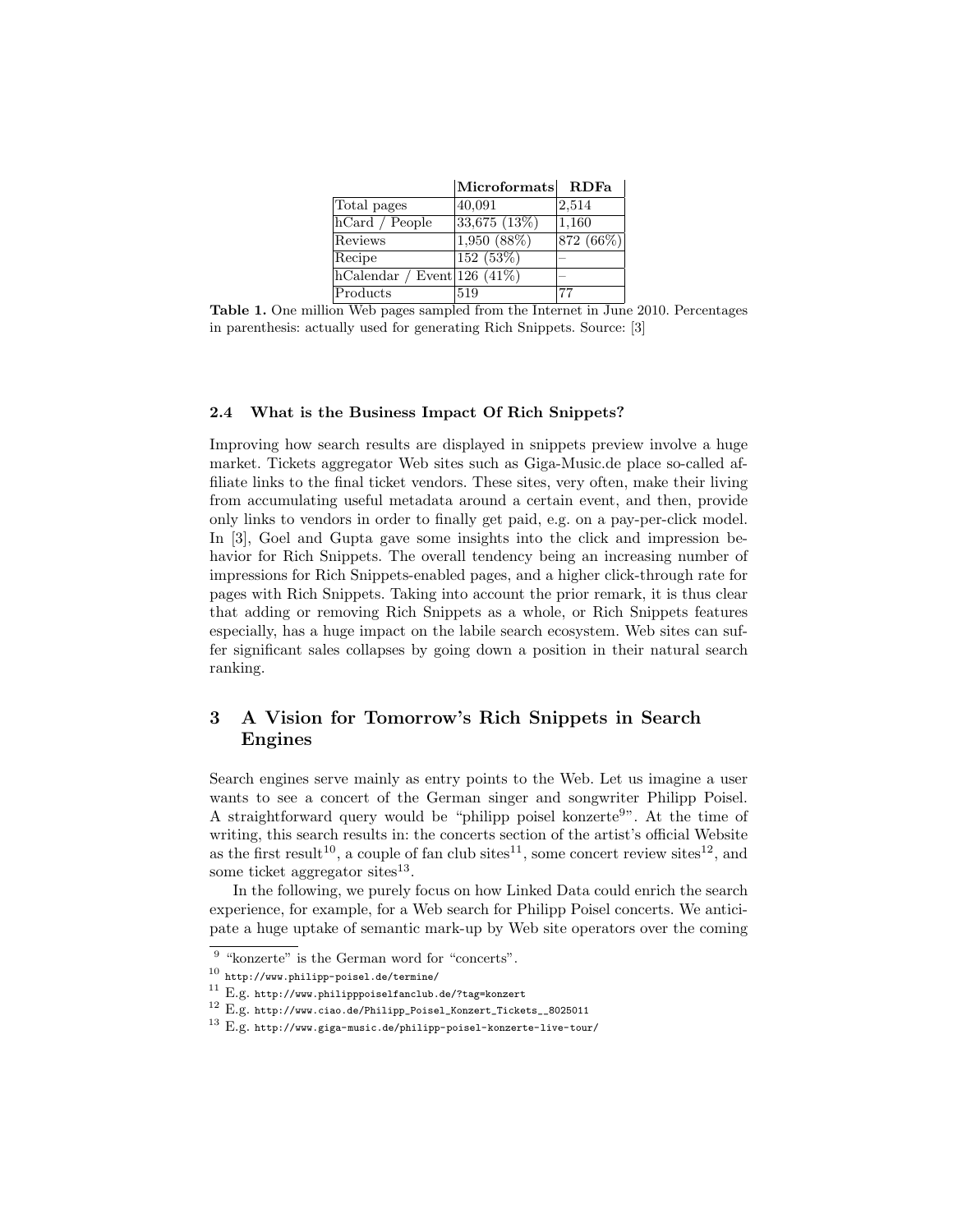| | Microformats | RDFa |
|---|---|---|
| Total pages | 40,091 | 2,514 |
| hCard / People | 33,675 (13%) | 1,160 |
| Reviews | 1,950 (88%) | 872 (66%) |
| Recipe | 152 (53%) | – |
| hCalendar / Event | 126 (41%) | – |
| Products | 519 | 77 |

**Table 1.** One million Web pages sampled from the Internet in June 2010. Percentages in parenthesis: actually used for generating Rich Snippets. Source: [3]

### 2.4 What is the Business Impact Of Rich Snippets?

Improving how search results are displayed in snippets preview involve a huge market. Tickets aggregator Web sites such as Giga-Music.de place so-called affiliate links to the final ticket vendors. These sites, very often, make their living from accumulating useful metadata around a certain event, and then, provide only links to vendors in order to finally get paid, e.g. on a pay-per-click model. In [3], Goel and Gupta gave some insights into the click and impression behavior for Rich Snippets. The overall tendency being an increasing number of impressions for Rich Snippets-enabled pages, and a higher click-through rate for pages with Rich Snippets. Taking into account the prior remark, it is thus clear that adding or removing Rich Snippets as a whole, or Rich Snippets features especially, has a huge impact on the labile search ecosystem. Web sites can suffer significant sales collapses by going down a position in their natural search ranking.

## 3 A Vision for Tomorrow's Rich Snippets in Search Engines

Search engines serve mainly as entry points to the Web. Let us imagine a user wants to see a concert of the German singer and songwriter Philipp Poisel. A straightforward query would be "philipp poisel konzerte[9]". At the time of writing, this search results in: the concerts section of the artist's official Website as the first result[10], a couple of fan club sites[11], some concert review sites[12], and some ticket aggregator sites[13].

In the following, we purely focus on how Linked Data could enrich the search experience, for example, for a Web search for Philipp Poisel concerts. We anticipate a huge uptake of semantic mark-up by Web site operators over the coming

[9] "konzerte" is the German word for "concerts".

[10] http://www.philipp-poisel.de/termine/

[11] E.g. http://www.philipppoiselfanclub.de/?tag=konzert

[12] E.g. http://www.ciao.de/Philipp_Poisel_Konzert_Tickets__8025011

[13] E.g. http://www.giga-music.de/philipp-poisel-konzerte-live-tour/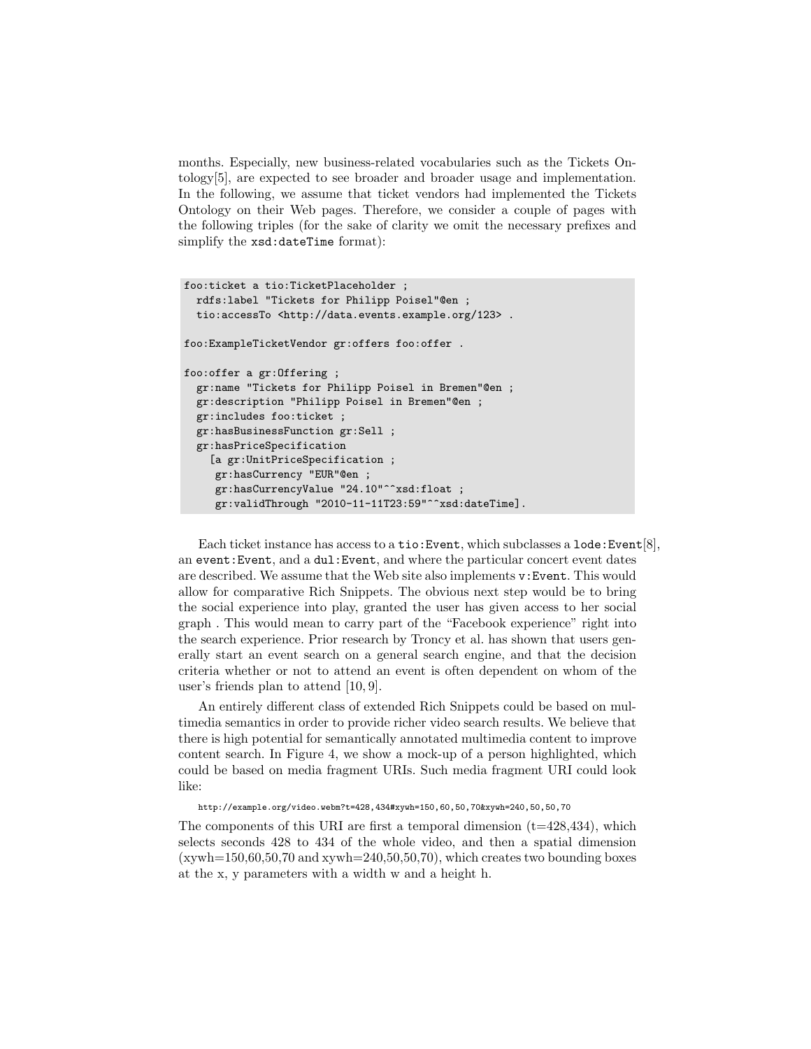months. Especially, new business-related vocabularies such as the Tickets Ontology[5], are expected to see broader and broader usage and implementation. In the following, we assume that ticket vendors had implemented the Tickets Ontology on their Web pages. Therefore, we consider a couple of pages with the following triples (for the sake of clarity we omit the necessary prefixes and simplify the `xsd:dateTime` format):

```
foo:ticket a tio:TicketPlaceholder ;
  rdfs:label "Tickets for Philipp Poisel"@en ;
  tio:accessTo <http://data.events.example.org/123> .

foo:ExampleTicketVendor gr:offers foo:offer .

foo:offer a gr:Offering ;
  gr:name "Tickets for Philipp Poisel in Bremen"@en ;
  gr:description "Philipp Poisel in Bremen"@en ;
  gr:includes foo:ticket ;
  gr:hasBusinessFunction gr:Sell ;
  gr:hasPriceSpecification
    [a gr:UnitPriceSpecification ;
     gr:hasCurrency "EUR"@en ;
     gr:hasCurrencyValue "24.10"^^xsd:float ;
     gr:validThrough "2010-11-11T23:59"^^xsd:dateTime].
```

Each ticket instance has access to a `tio:Event`, which subclasses a `lode:Event`[8], an `event:Event`, and a `dul:Event`, and where the particular concert event dates are described. We assume that the Web site also implements `v:Event`. This would allow for comparative Rich Snippets. The obvious next step would be to bring the social experience into play, granted the user has given access to her social graph . This would mean to carry part of the "Facebook experience" right into the search experience. Prior research by Troncy et al. has shown that users generally start an event search on a general search engine, and that the decision criteria whether or not to attend an event is often dependent on whom of the user's friends plan to attend [10, 9].

An entirely different class of extended Rich Snippets could be based on multimedia semantics in order to provide richer video search results. We believe that there is high potential for semantically annotated multimedia content to improve content search. In Figure 4, we show a mock-up of a person highlighted, which could be based on media fragment URIs. Such media fragment URI could look like:

```
http://example.org/video.webm?t=428,434#xywh=150,60,50,70&xywh=240,50,50,70
```

The components of this URI are first a temporal dimension (t=428,434), which selects seconds 428 to 434 of the whole video, and then a spatial dimension (xywh=150,60,50,70 and xywh=240,50,50,70), which creates two bounding boxes at the x, y parameters with a width w and a height h.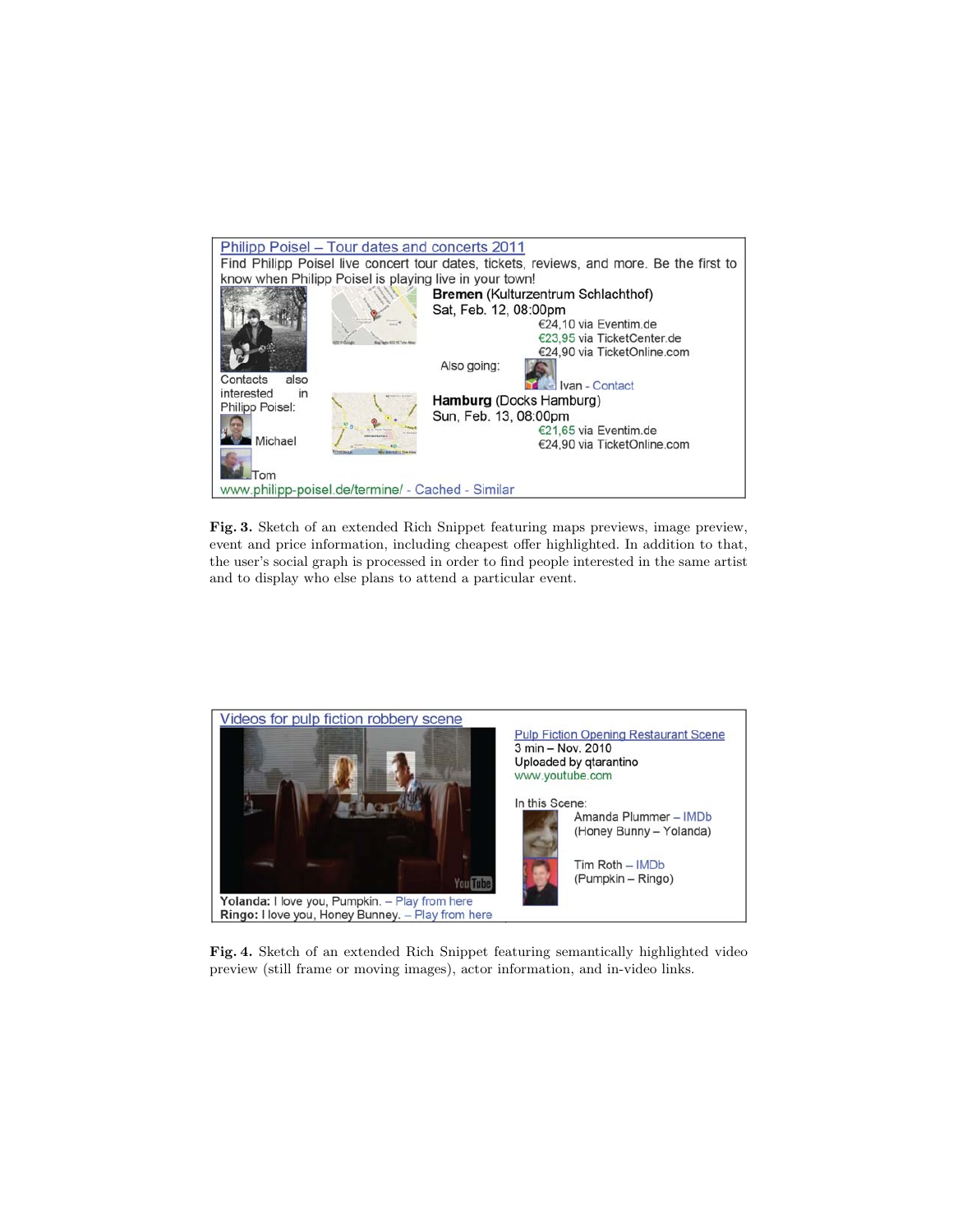Philipp Poisel – Tour dates and concerts 2011

Find Philipp Poisel live concert tour dates, tickets, reviews, and more. Be the first to know when Philipp Poisel is playing live in your town!

**Bremen** (Kulturzentrum Schlachthof)
Sat, Feb. 12, 08:00pm
€24,10 via Eventim.de
€23,95 via TicketCenter.de
€24,90 via TicketOnline.com

Also going: Ivan - Contact

**Hamburg** (Docks Hamburg)
Sun, Feb. 13, 08:00pm
€21,65 via Eventim.de
€24,90 via TicketOnline.com

Contacts also interested in Philipp Poisel:
Michael
Tom

www.philipp-poisel.de/termine/ - Cached - Similar

**Fig. 3.** Sketch of an extended Rich Snippet featuring maps previews, image preview, event and price information, including cheapest offer highlighted. In addition to that, the user's social graph is processed in order to find people interested in the same artist and to display who else plans to attend a particular event.

Videos for pulp fiction robbery scene

Pulp Fiction Opening Restaurant Scene
3 min – Nov. 2010
Uploaded by qtarantino
www.youtube.com

In this Scene:
Amanda Plummer – IMDb
(Honey Bunny – Yolanda)

Tim Roth – IMDb
(Pumpkin – Ringo)

**Yolanda:** I love you, Pumpkin. – Play from here
**Ringo:** I love you, Honey Bunney. – Play from here

**Fig. 4.** Sketch of an extended Rich Snippet featuring semantically highlighted video preview (still frame or moving images), actor information, and in-video links.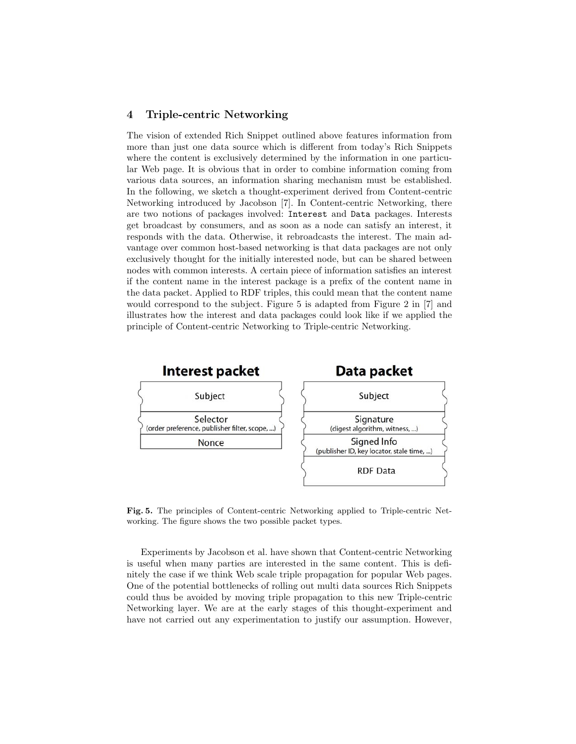## 4 Triple-centric Networking

The vision of extended Rich Snippet outlined above features information from more than just one data source which is different from today's Rich Snippets where the content is exclusively determined by the information in one particular Web page. It is obvious that in order to combine information coming from various data sources, an information sharing mechanism must be established. In the following, we sketch a thought-experiment derived from Content-centric Networking introduced by Jacobson [7]. In Content-centric Networking, there are two notions of packages involved: `Interest` and `Data` packages. Interests get broadcast by consumers, and as soon as a node can satisfy an interest, it responds with the data. Otherwise, it rebroadcasts the interest. The main advantage over common host-based networking is that data packages are not only exclusively thought for the initially interested node, but can be shared between nodes with common interests. A certain piece of information satisfies an interest if the content name in the interest package is a prefix of the content name in the data packet. Applied to RDF triples, this could mean that the content name would correspond to the subject. Figure 5 is adapted from Figure 2 in [7] and illustrates how the interest and data packages could look like if we applied the principle of Content-centric Networking to Triple-centric Networking.

| Interest packet | Data packet |
| --- | --- |
| Subject | Subject |
| Selector (order preference, publisher filter, scope, ...) | Signature (digest algorithm, witness, ...) |
| Nonce | Signed Info (publisher ID, key locator, stale time, ...) |
| | RDF Data |

**Fig. 5.** The principles of Content-centric Networking applied to Triple-centric Networking. The figure shows the two possible packet types.

Experiments by Jacobson et al. have shown that Content-centric Networking is useful when many parties are interested in the same content. This is definitely the case if we think Web scale triple propagation for popular Web pages. One of the potential bottlenecks of rolling out multi data sources Rich Snippets could thus be avoided by moving triple propagation to this new Triple-centric Networking layer. We are at the early stages of this thought-experiment and have not carried out any experimentation to justify our assumption. However,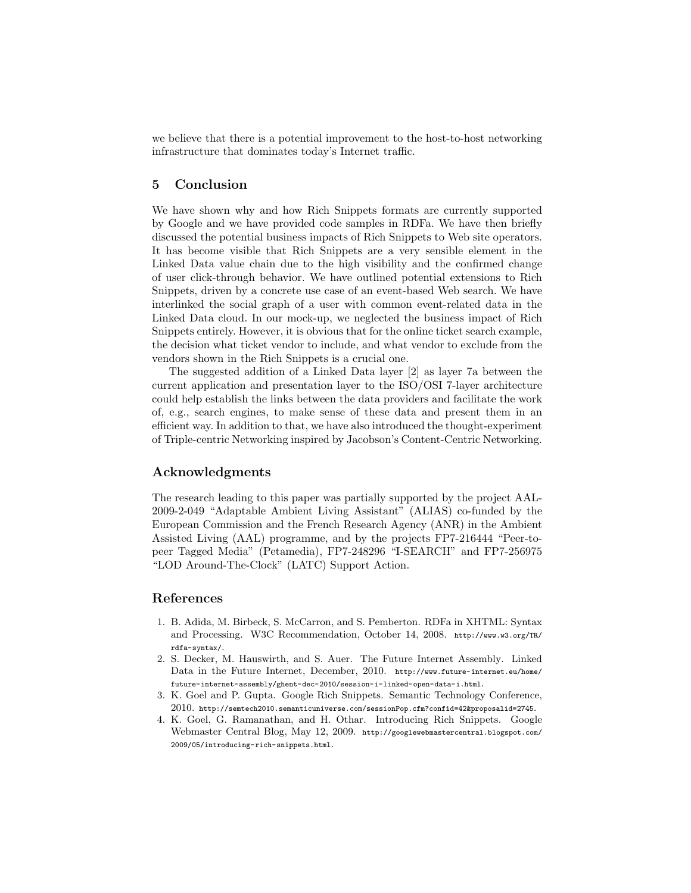we believe that there is a potential improvement to the host-to-host networking infrastructure that dominates today's Internet traffic.

## 5 Conclusion

We have shown why and how Rich Snippets formats are currently supported by Google and we have provided code samples in RDFa. We have then briefly discussed the potential business impacts of Rich Snippets to Web site operators. It has become visible that Rich Snippets are a very sensible element in the Linked Data value chain due to the high visibility and the confirmed change of user click-through behavior. We have outlined potential extensions to Rich Snippets, driven by a concrete use case of an event-based Web search. We have interlinked the social graph of a user with common event-related data in the Linked Data cloud. In our mock-up, we neglected the business impact of Rich Snippets entirely. However, it is obvious that for the online ticket search example, the decision what ticket vendor to include, and what vendor to exclude from the vendors shown in the Rich Snippets is a crucial one.

The suggested addition of a Linked Data layer [2] as layer 7a between the current application and presentation layer to the ISO/OSI 7-layer architecture could help establish the links between the data providers and facilitate the work of, e.g., search engines, to make sense of these data and present them in an efficient way. In addition to that, we have also introduced the thought-experiment of Triple-centric Networking inspired by Jacobson's Content-Centric Networking.

## Acknowledgments

The research leading to this paper was partially supported by the project AAL-2009-2-049 "Adaptable Ambient Living Assistant" (ALIAS) co-funded by the European Commission and the French Research Agency (ANR) in the Ambient Assisted Living (AAL) programme, and by the projects FP7-216444 "Peer-to-peer Tagged Media" (Petamedia), FP7-248296 "I-SEARCH" and FP7-256975 "LOD Around-The-Clock" (LATC) Support Action.

## References

1. B. Adida, M. Birbeck, S. McCarron, and S. Pemberton. RDFa in XHTML: Syntax and Processing. W3C Recommendation, October 14, 2008. http://www.w3.org/TR/rdfa-syntax/.
2. S. Decker, M. Hauswirth, and S. Auer. The Future Internet Assembly. Linked Data in the Future Internet, December, 2010. http://www.future-internet.eu/home/future-internet-assembly/ghent-dec-2010/session-i-linked-open-data-i.html.
3. K. Goel and P. Gupta. Google Rich Snippets. Semantic Technology Conference, 2010. http://semtech2010.semanticuniverse.com/sessionPop.cfm?confid=42&proposalid=2745.
4. K. Goel, G. Ramanathan, and H. Othar. Introducing Rich Snippets. Google Webmaster Central Blog, May 12, 2009. http://googlewebmastercentral.blogspot.com/2009/05/introducing-rich-snippets.html.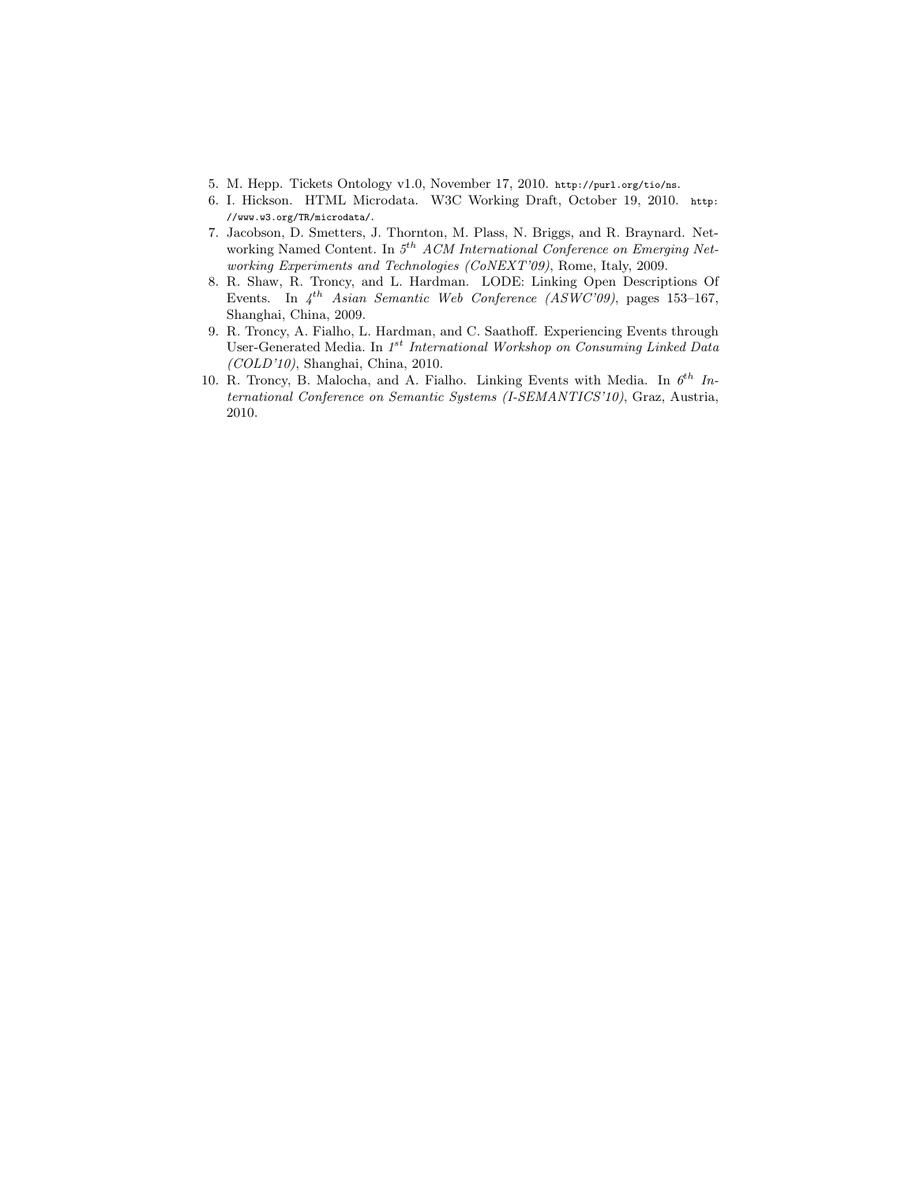5. M. Hepp. Tickets Ontology v1.0, November 17, 2010. `http://purl.org/tio/ns`.
6. I. Hickson. HTML Microdata. W3C Working Draft, October 19, 2010. `http://www.w3.org/TR/microdata/`.
7. Jacobson, D. Smetters, J. Thornton, M. Plass, N. Briggs, and R. Braynard. Networking Named Content. In *5th ACM International Conference on Emerging Networking Experiments and Technologies (CoNEXT'09)*, Rome, Italy, 2009.
8. R. Shaw, R. Troncy, and L. Hardman. LODE: Linking Open Descriptions Of Events. In *4th Asian Semantic Web Conference (ASWC'09)*, pages 153–167, Shanghai, China, 2009.
9. R. Troncy, A. Fialho, L. Hardman, and C. Saathoff. Experiencing Events through User-Generated Media. In *1st International Workshop on Consuming Linked Data (COLD'10)*, Shanghai, China, 2010.
10. R. Troncy, B. Malocha, and A. Fialho. Linking Events with Media. In *6th International Conference on Semantic Systems (I-SEMANTICS'10)*, Graz, Austria, 2010.